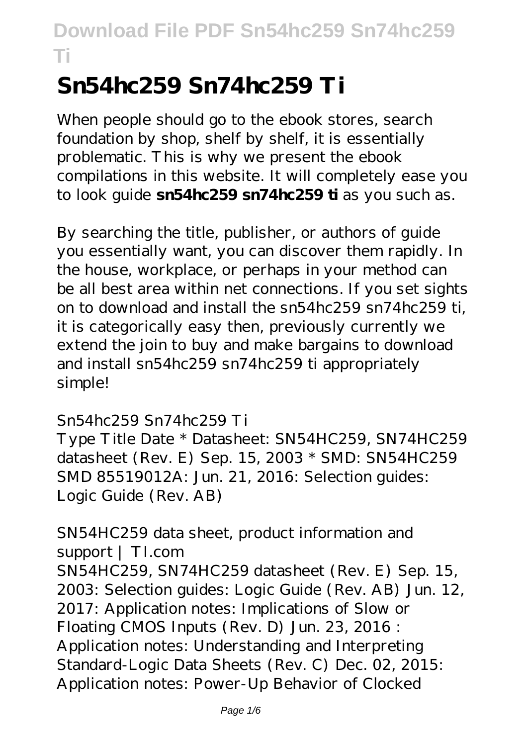# Sn54hc259 Sn74hc259 Ti

When people should go to the ebook stores, search foundation by shop, shelf by shelf, it is essentially problematic. This is why we present the ebook compilations in this website. It will completely ease you to look guide **sn54hc259 sn74hc259 ti** as you such as.

By searching the title, publisher, or authors of guide you essentially want, you can discover them rapidly. In the house, workplace, or perhaps in your method can be all best area within net connections. If you set sights on to download and install the sn54hc259 sn74hc259 ti, it is categorically easy then, previously currently we extend the join to buy and make bargains to download and install sn54hc259 sn74hc259 ti appropriately simple!

*Sn54hc259 Sn74hc259 Ti*

Type Title Date * Datasheet: SN54HC259, SN74HC259 datasheet (Rev. E) Sep. 15, 2003 * SMD: SN54HC259 SMD 85519012A: Jun. 21, 2016: Selection guides: Logic Guide (Rev. AB)

*SN54HC259 data sheet, product information and support | TI.com*

SN54HC259, SN74HC259 datasheet (Rev. E) Sep. 15, 2003: Selection guides: Logic Guide (Rev. AB) Jun. 12, 2017: Application notes: Implications of Slow or Floating CMOS Inputs (Rev. D) Jun. 23, 2016 : Application notes: Understanding and Interpreting Standard-Logic Data Sheets (Rev. C) Dec. 02, 2015: Application notes: Power-Up Behavior of Clocked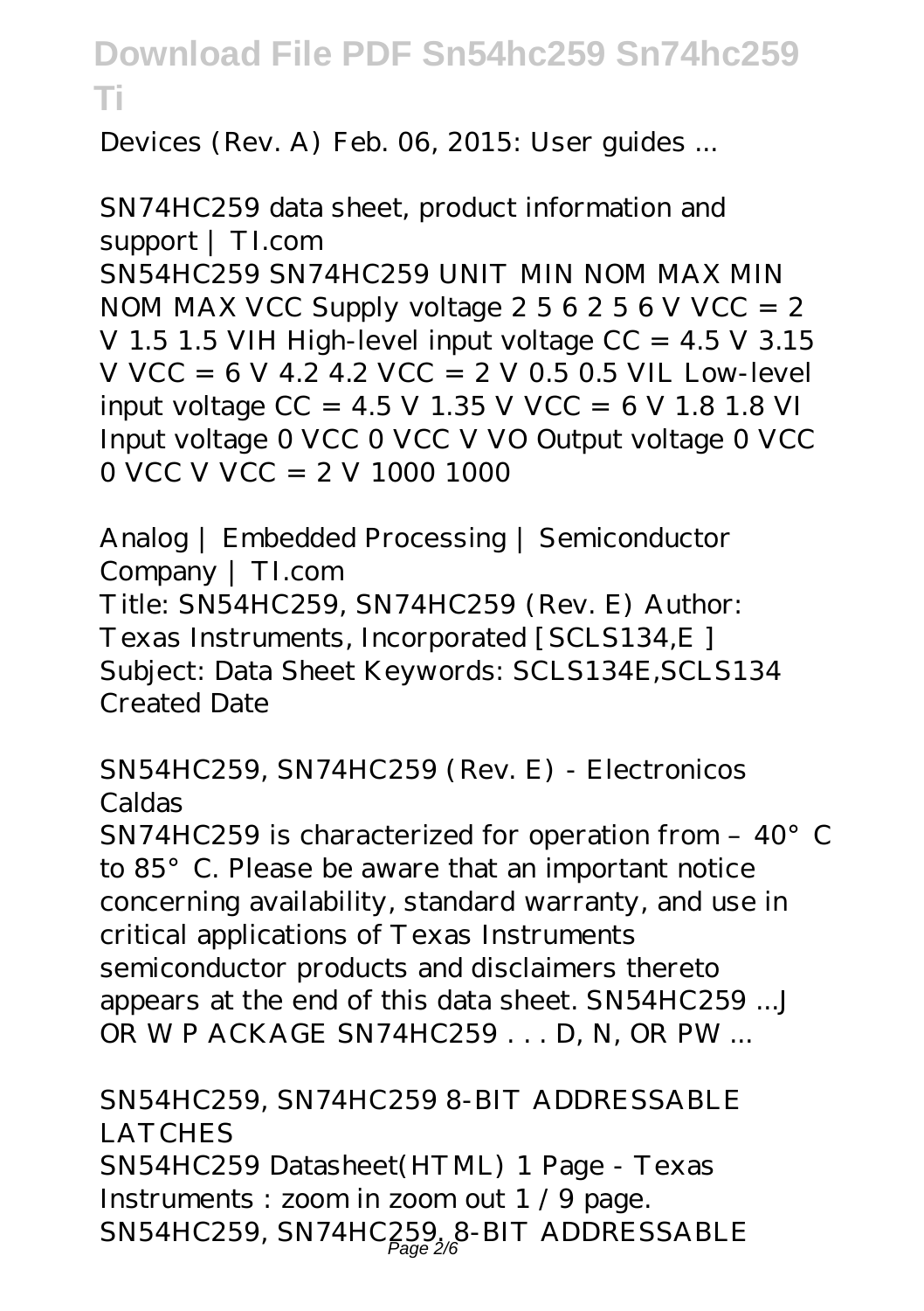Devices (Rev. A) Feb. 06, 2015: User guides ...

## SN74HC259 data sheet, product information and support | TI.com

SN54HC259 SN74HC259 UNIT MIN NOM MAX MIN NOM MAX VCC Supply voltage 2 5 6 2 5 6 V VCC = 2 V 1.5 1.5 VIH High-level input voltage CC = 4.5 V 3.15 V VCC = 6 V 4.2 4.2 VCC = 2 V 0.5 0.5 VIL Low-level input voltage CC = 4.5 V 1.35 V VCC = 6 V 1.8 1.8 VI Input voltage 0 VCC 0 VCC V VO Output voltage 0 VCC 0 VCC V VCC = 2 V 1000 1000

## Analog | Embedded Processing | Semiconductor Company | TI.com

Title: SN54HC259, SN74HC259 (Rev. E) Author: Texas Instruments, Incorporated [SCLS134,E ] Subject: Data Sheet Keywords: SCLS134E,SCLS134 Created Date

## SN54HC259, SN74HC259 (Rev. E) - Electronicos Caldas

SN74HC259 is characterized for operation from – 40°C to 85°C. Please be aware that an important notice concerning availability, standard warranty, and use in critical applications of Texas Instruments semiconductor products and disclaimers thereto appears at the end of this data sheet. SN54HC259 ...J OR W P ACKAGE SN74HC259 . . . D, N, OR PW ...

## SN54HC259, SN74HC259 8-BIT ADDRESSABLE LATCHES

SN54HC259 Datasheet(HTML) 1 Page - Texas Instruments : zoom in zoom out 1 / 9 page. SN54HC259, SN74HC259, 8-BIT ADDRESSABLE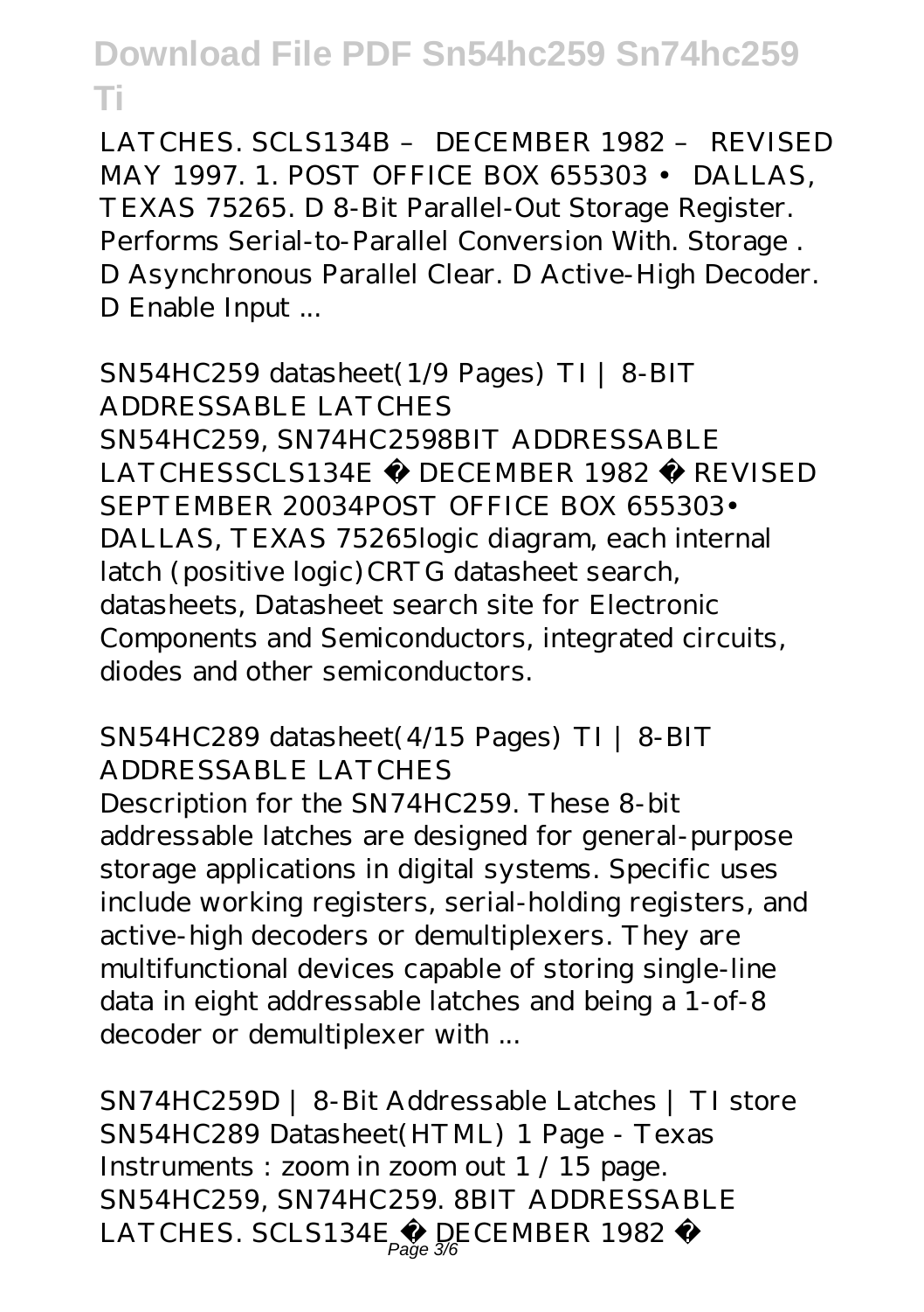LATCHES. SCLS134B – DECEMBER 1982 – REVISED MAY 1997. 1. POST OFFICE BOX 655303 • DALLAS, TEXAS 75265. D 8-Bit Parallel-Out Storage Register. Performs Serial-to-Parallel Conversion With. Storage . D Asynchronous Parallel Clear. D Active-High Decoder. D Enable Input ...

## SN54HC259 datasheet(1/9 Pages) TI | 8-BIT ADDRESSABLE LATCHES

SN54HC259, SN74HC2598BIT ADDRESSABLE LATCHESSCLS134E � DECEMBER 1982 � REVISED SEPTEMBER 20034POST OFFICE BOX 655303• DALLAS, TEXAS 75265logic diagram, each internal latch (positive logic)CRTG datasheet search, datasheets, Datasheet search site for Electronic Components and Semiconductors, integrated circuits, diodes and other semiconductors.

## SN54HC289 datasheet(4/15 Pages) TI | 8-BIT ADDRESSABLE LATCHES

Description for the SN74HC259. These 8-bit addressable latches are designed for general-purpose storage applications in digital systems. Specific uses include working registers, serial-holding registers, and active-high decoders or demultiplexers. They are multifunctional devices capable of storing single-line data in eight addressable latches and being a 1-of-8 decoder or demultiplexer with ...

## SN74HC259D | 8-Bit Addressable Latches | TI store

SN54HC289 Datasheet(HTML) 1 Page - Texas Instruments : zoom in zoom out 1 / 15 page. SN54HC259, SN74HC259. 8BIT ADDRESSABLE LATCHES. SCLS134E � DECEMBER 1982 �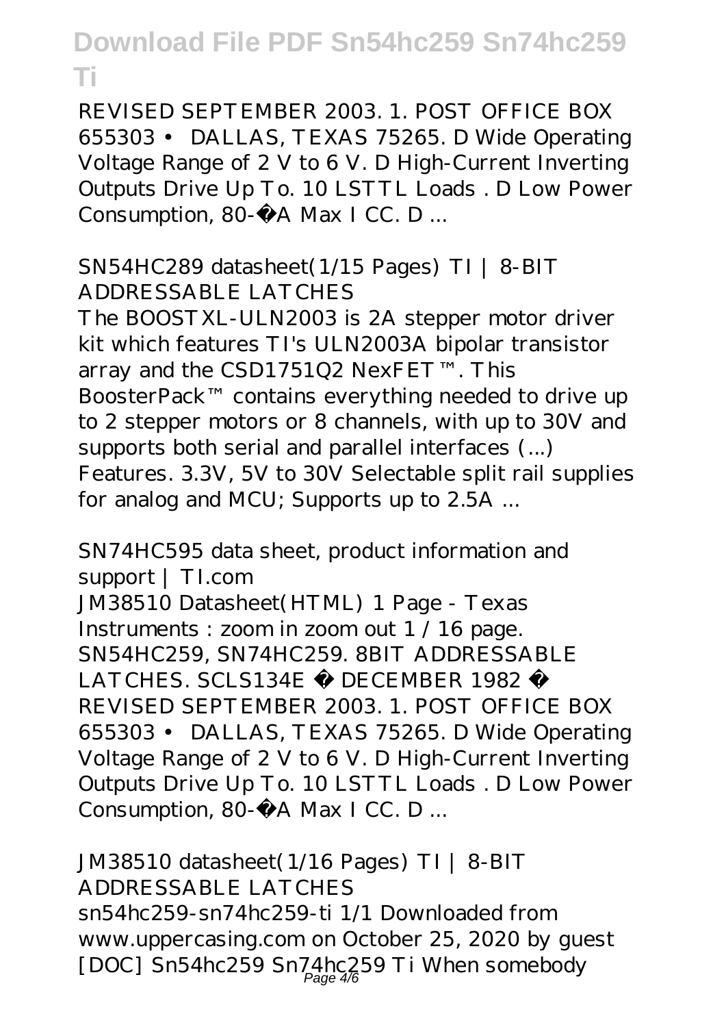REVISED SEPTEMBER 2003. 1. POST OFFICE BOX 655303 • DALLAS, TEXAS 75265. D Wide Operating Voltage Range of 2 V to 6 V. D High-Current Inverting Outputs Drive Up To. 10 LSTTL Loads . D Low Power Consumption, 80-µA Max I CC. D ...

*SN54HC289 datasheet(1/15 Pages) TI | 8-BIT ADDRESSABLE LATCHES*

The BOOSTXL-ULN2003 is 2A stepper motor driver kit which features TI's ULN2003A bipolar transistor array and the CSD1751Q2 NexFET™. This BoosterPack™ contains everything needed to drive up to 2 stepper motors or 8 channels, with up to 30V and supports both serial and parallel interfaces (...) Features. 3.3V, 5V to 30V Selectable split rail supplies for analog and MCU; Supports up to 2.5A ...

*SN74HC595 data sheet, product information and support | TI.com*

JM38510 Datasheet(HTML) 1 Page - Texas Instruments : zoom in zoom out 1 / 16 page. SN54HC259, SN74HC259. 8BIT ADDRESSABLE LATCHES. SCLS134E − DECEMBER 1982 − REVISED SEPTEMBER 2003. 1. POST OFFICE BOX 655303 • DALLAS, TEXAS 75265. D Wide Operating Voltage Range of 2 V to 6 V. D High-Current Inverting Outputs Drive Up To. 10 LSTTL Loads . D Low Power Consumption, 80-µA Max I CC. D ...

*JM38510 datasheet(1/16 Pages) TI | 8-BIT ADDRESSABLE LATCHES*

sn54hc259-sn74hc259-ti 1/1 Downloaded from www.uppercasing.com on October 25, 2020 by guest [DOC] Sn54hc259 Sn74hc259 Ti When somebody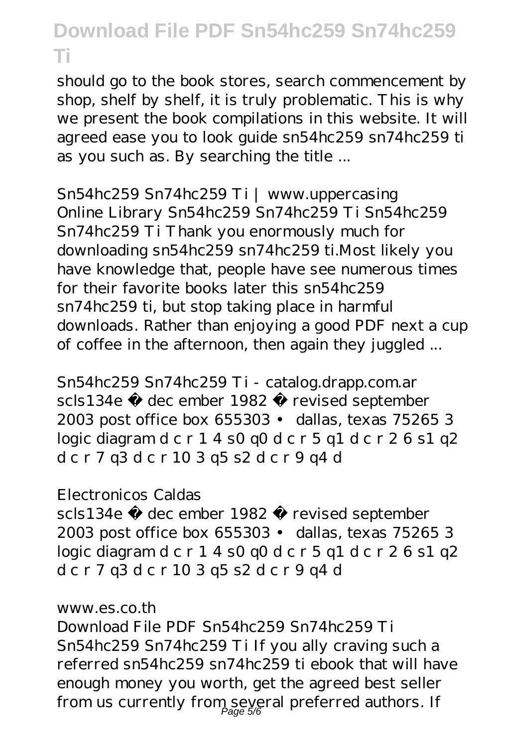should go to the book stores, search commencement by shop, shelf by shelf, it is truly problematic. This is why we present the book compilations in this website. It will agreed ease you to look guide sn54hc259 sn74hc259 ti as you such as. By searching the title ...

*Sn54hc259 Sn74hc259 Ti | www.uppercasing*

Online Library Sn54hc259 Sn74hc259 Ti Sn54hc259 Sn74hc259 Ti Thank you enormously much for downloading sn54hc259 sn74hc259 ti.Most likely you have knowledge that, people have see numerous times for their favorite books later this sn54hc259 sn74hc259 ti, but stop taking place in harmful downloads. Rather than enjoying a good PDF next a cup of coffee in the afternoon, then again they juggled ...

*Sn54hc259 Sn74hc259 Ti - catalog.drapp.com.ar*

scls134e − dec ember 1982 − revised september 2003 post office box 655303 • dallas, texas 75265 3 logic diagram d c r 1 4 s0 q0 d c r 5 q1 d c r 2 6 s1 q2 d c r 7 q3 d c r 10 3 q5 s2 d c r 9 q4 d

*Electronicos Caldas*

scls134e − dec ember 1982 − revised september 2003 post office box 655303 • dallas, texas 75265 3 logic diagram d c r 1 4 s0 q0 d c r 5 q1 d c r 2 6 s1 q2 d c r 7 q3 d c r 10 3 q5 s2 d c r 9 q4 d

*www.es.co.th*

Download File PDF Sn54hc259 Sn74hc259 Ti Sn54hc259 Sn74hc259 Ti If you ally craving such a referred sn54hc259 sn74hc259 ti ebook that will have enough money you worth, get the agreed best seller from us currently from several preferred authors. If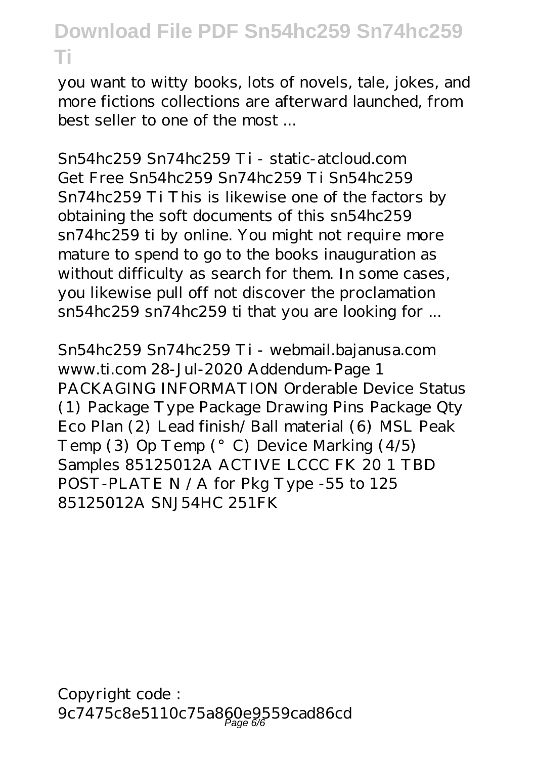you want to witty books, lots of novels, tale, jokes, and more fictions collections are afterward launched, from best seller to one of the most ...

*Sn54hc259 Sn74hc259 Ti - static-atcloud.com*

Get Free Sn54hc259 Sn74hc259 Ti Sn54hc259 Sn74hc259 Ti This is likewise one of the factors by obtaining the soft documents of this sn54hc259 sn74hc259 ti by online. You might not require more mature to spend to go to the books inauguration as without difficulty as search for them. In some cases, you likewise pull off not discover the proclamation sn54hc259 sn74hc259 ti that you are looking for ...

*Sn54hc259 Sn74hc259 Ti - webmail.bajanusa.com*

www.ti.com 28-Jul-2020 Addendum-Page 1 PACKAGING INFORMATION Orderable Device Status (1) Package Type Package Drawing Pins Package Qty Eco Plan (2) Lead finish/ Ball material (6) MSL Peak Temp (3) Op Temp (°C) Device Marking (4/5) Samples 85125012A ACTIVE LCCC FK 20 1 TBD POST-PLATE N / A for Pkg Type -55 to 125 85125012A SNJ54HC 251FK

Copyright code : 9c7475c8e5110c75a860e9559cad86cd